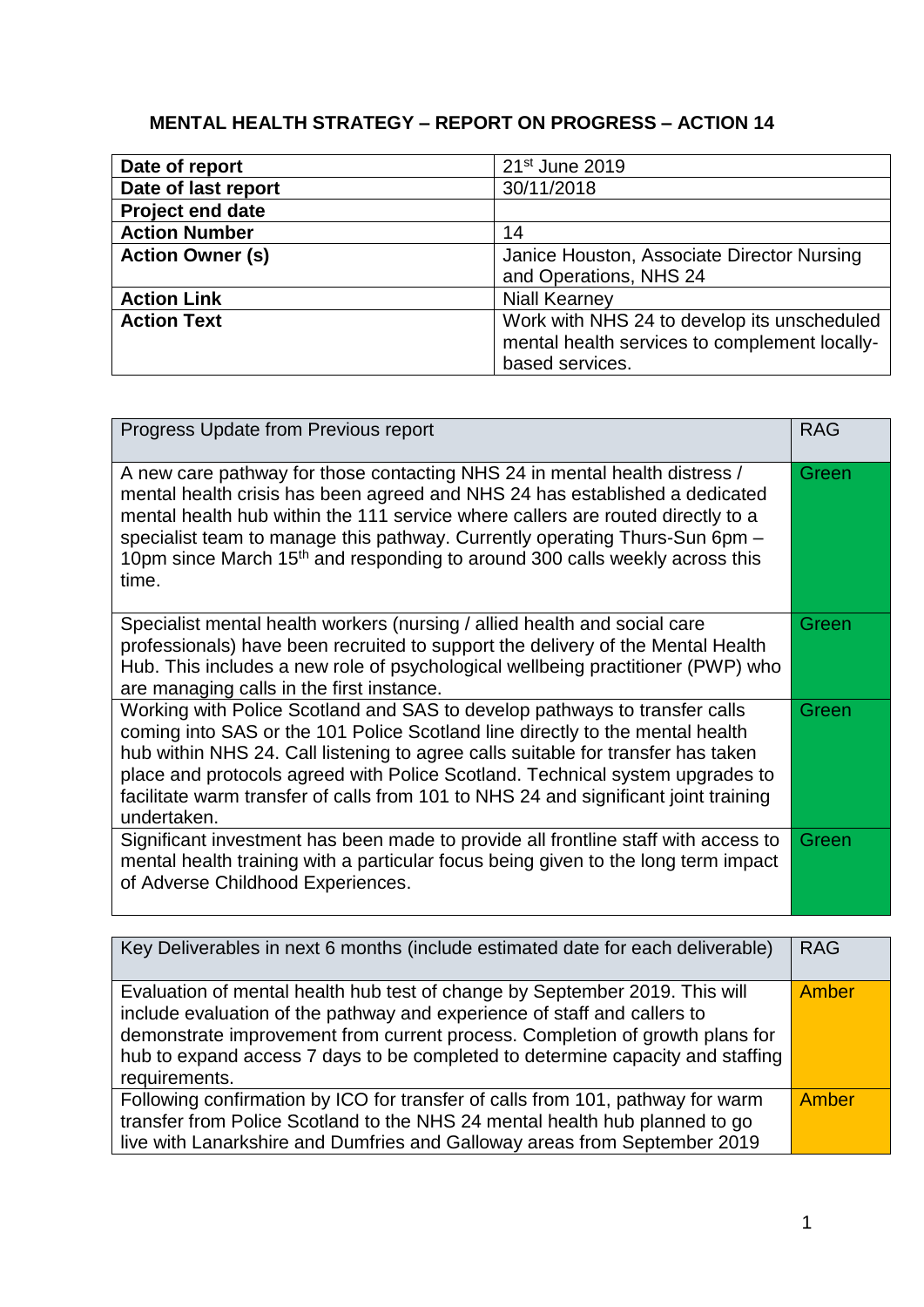# MENTAL HEALTH STRATEGY – REPORT ON PROGRESS – ACTION 14

| | |
|---|---|
| **Date of report** | 21st June 2019 |
| **Date of last report** | 30/11/2018 |
| **Project end date** | |
| **Action Number** | 14 |
| **Action Owner (s)** | Janice Houston, Associate Director Nursing and Operations, NHS 24 |
| **Action Link** | Niall Kearney |
| **Action Text** | Work with NHS 24 to develop its unscheduled mental health services to complement locally-based services. |

| Progress Update from Previous report | RAG |
|---|---|
| A new care pathway for those contacting NHS 24 in mental health distress / mental health crisis has been agreed and NHS 24 has established a dedicated mental health hub within the 111 service where callers are routed directly to a specialist team to manage this pathway. Currently operating Thurs-Sun 6pm – 10pm since March 15th and responding to around 300 calls weekly across this time. | Green |
| Specialist mental health workers (nursing / allied health and social care professionals) have been recruited to support the delivery of the Mental Health Hub. This includes a new role of psychological wellbeing practitioner (PWP) who are managing calls in the first instance. | Green |
| Working with Police Scotland and SAS to develop pathways to transfer calls coming into SAS or the 101 Police Scotland line directly to the mental health hub within NHS 24. Call listening to agree calls suitable for transfer has taken place and protocols agreed with Police Scotland. Technical system upgrades to facilitate warm transfer of calls from 101 to NHS 24 and significant joint training undertaken. | Green |
| Significant investment has been made to provide all frontline staff with access to mental health training with a particular focus being given to the long term impact of Adverse Childhood Experiences. | Green |

| Key Deliverables in next 6 months (include estimated date for each deliverable) | RAG |
|---|---|
| Evaluation of mental health hub test of change by September 2019. This will include evaluation of the pathway and experience of staff and callers to demonstrate improvement from current process. Completion of growth plans for hub to expand access 7 days to be completed to determine capacity and staffing requirements. | Amber |
| Following confirmation by ICO for transfer of calls from 101, pathway for warm transfer from Police Scotland to the NHS 24 mental health hub planned to go live with Lanarkshire and Dumfries and Galloway areas from September 2019 | Amber |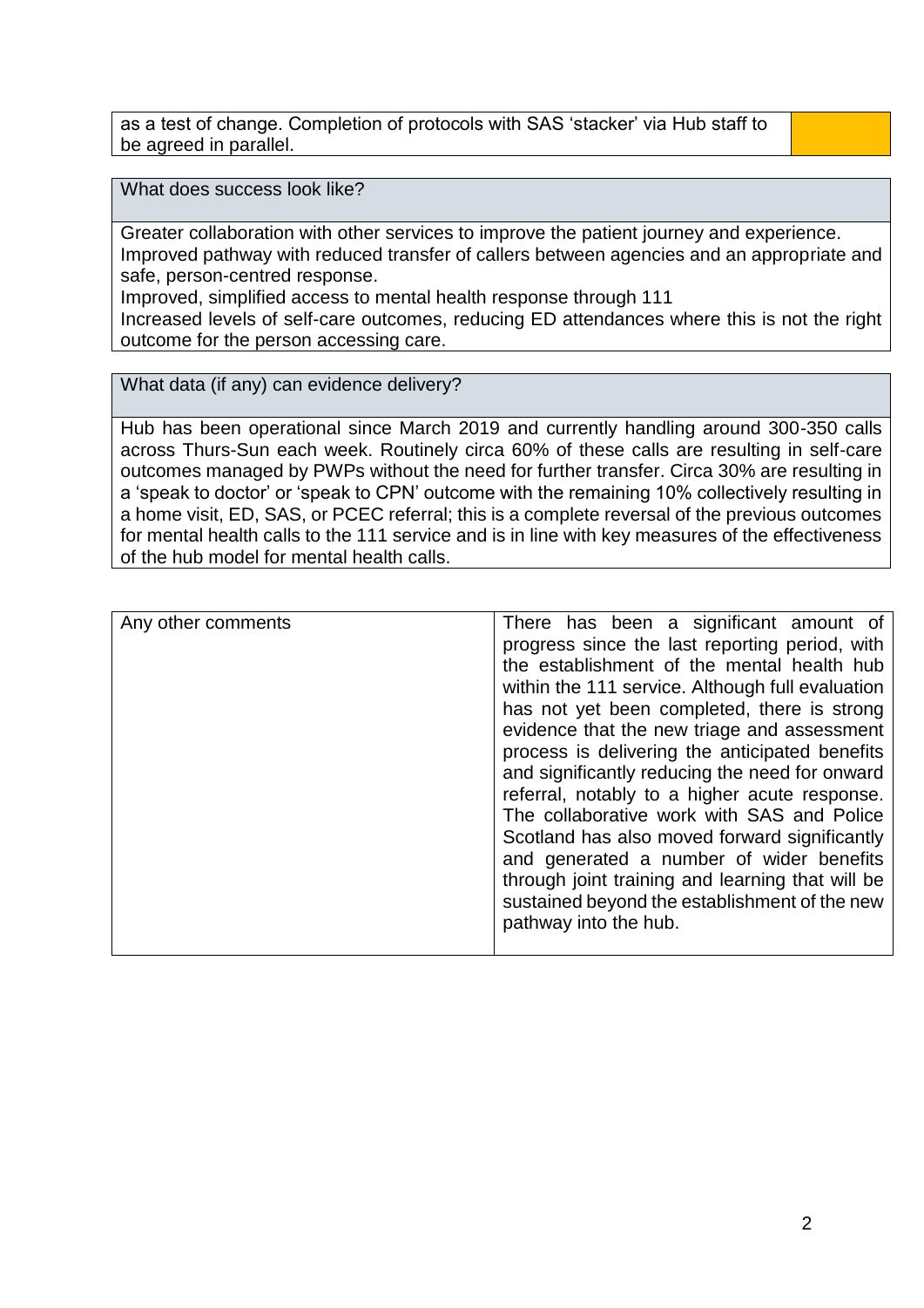| | |
|---|---|
| as a test of change. Completion of protocols with SAS 'stacker' via Hub staff to be agreed in parallel. | |

| What does success look like? |
|---|
| Greater collaboration with other services to improve the patient journey and experience. Improved pathway with reduced transfer of callers between agencies and an appropriate and safe, person-centred response. Improved, simplified access to mental health response through 111 Increased levels of self-care outcomes, reducing ED attendances where this is not the right outcome for the person accessing care. |

| What data (if any) can evidence delivery? |
|---|
| Hub has been operational since March 2019 and currently handling around 300-350 calls across Thurs-Sun each week. Routinely circa 60% of these calls are resulting in self-care outcomes managed by PWPs without the need for further transfer. Circa 30% are resulting in a 'speak to doctor' or 'speak to CPN' outcome with the remaining 10% collectively resulting in a home visit, ED, SAS, or PCEC referral; this is a complete reversal of the previous outcomes for mental health calls to the 111 service and is in line with key measures of the effectiveness of the hub model for mental health calls. |

| | |
|---|---|
| Any other comments | There has been a significant amount of progress since the last reporting period, with the establishment of the mental health hub within the 111 service. Although full evaluation has not yet been completed, there is strong evidence that the new triage and assessment process is delivering the anticipated benefits and significantly reducing the need for onward referral, notably to a higher acute response. The collaborative work with SAS and Police Scotland has also moved forward significantly and generated a number of wider benefits through joint training and learning that will be sustained beyond the establishment of the new pathway into the hub. |